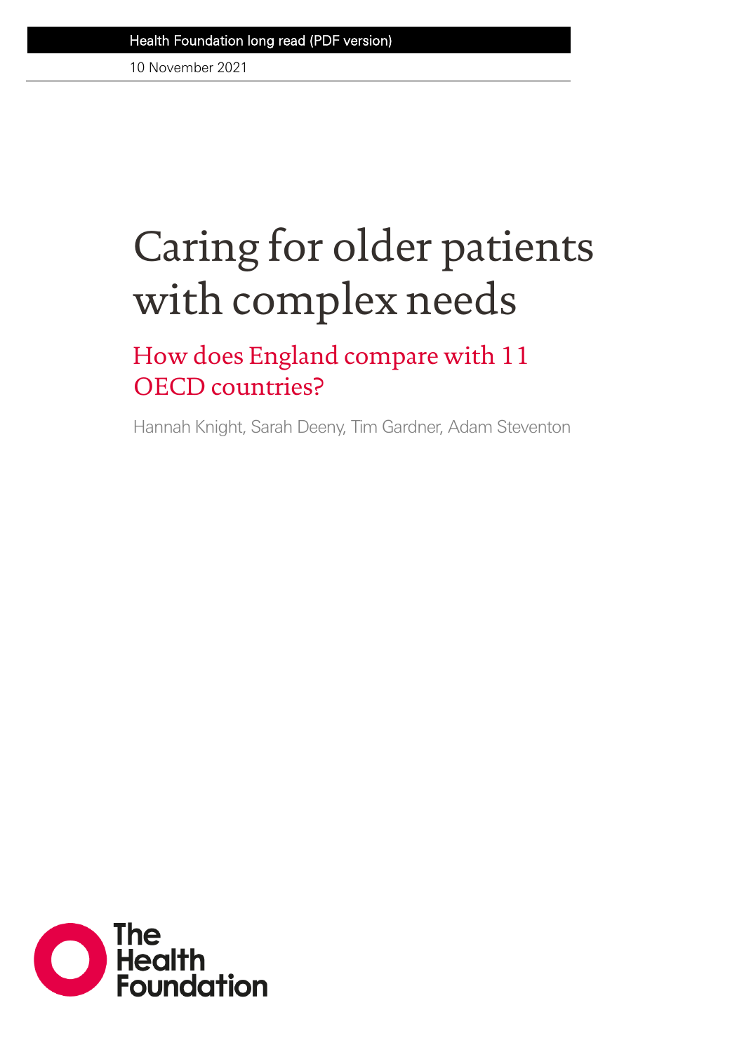Health Foundation long read (PDF version)

10 November 2021

# Caring for older patients with complex needs

## How does England compare with 11 OECD countries?

Hannah Knight, Sarah Deeny, Tim Gardner, Adam Steventon

The Health Foundation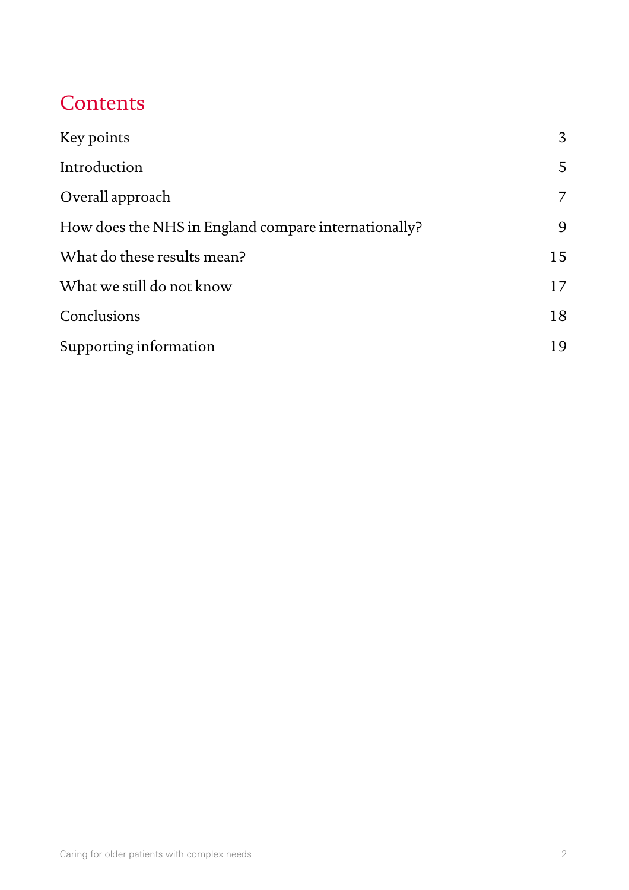# Contents

| | |
|---|---|
| Key points | 3 |
| Introduction | 5 |
| Overall approach | 7 |
| How does the NHS in England compare internationally? | 9 |
| What do these results mean? | 15 |
| What we still do not know | 17 |
| Conclusions | 18 |
| Supporting information | 19 |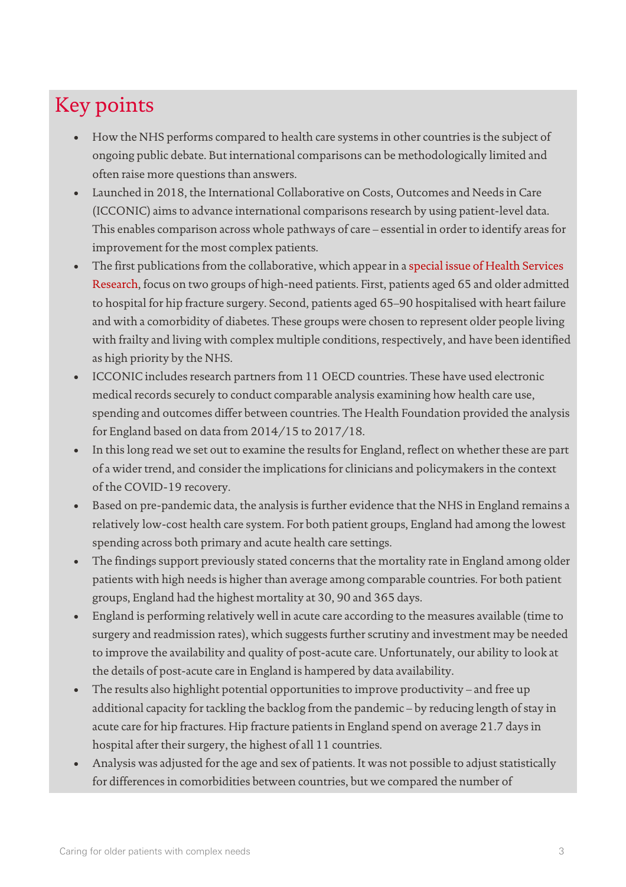# Key points

- How the NHS performs compared to health care systems in other countries is the subject of ongoing public debate. But international comparisons can be methodologically limited and often raise more questions than answers.
- Launched in 2018, the International Collaborative on Costs, Outcomes and Needs in Care (ICCONIC) aims to advance international comparisons research by using patient-level data. This enables comparison across whole pathways of care – essential in order to identify areas for improvement for the most complex patients.
- The first publications from the collaborative, which appear in a special issue of Health Services Research, focus on two groups of high-need patients. First, patients aged 65 and older admitted to hospital for hip fracture surgery. Second, patients aged 65–90 hospitalised with heart failure and with a comorbidity of diabetes. These groups were chosen to represent older people living with frailty and living with complex multiple conditions, respectively, and have been identified as high priority by the NHS.
- ICCONIC includes research partners from 11 OECD countries. These have used electronic medical records securely to conduct comparable analysis examining how health care use, spending and outcomes differ between countries. The Health Foundation provided the analysis for England based on data from 2014/15 to 2017/18.
- In this long read we set out to examine the results for England, reflect on whether these are part of a wider trend, and consider the implications for clinicians and policymakers in the context of the COVID-19 recovery.
- Based on pre-pandemic data, the analysis is further evidence that the NHS in England remains a relatively low-cost health care system. For both patient groups, England had among the lowest spending across both primary and acute health care settings.
- The findings support previously stated concerns that the mortality rate in England among older patients with high needs is higher than average among comparable countries. For both patient groups, England had the highest mortality at 30, 90 and 365 days.
- England is performing relatively well in acute care according to the measures available (time to surgery and readmission rates), which suggests further scrutiny and investment may be needed to improve the availability and quality of post-acute care. Unfortunately, our ability to look at the details of post-acute care in England is hampered by data availability.
- The results also highlight potential opportunities to improve productivity – and free up additional capacity for tackling the backlog from the pandemic – by reducing length of stay in acute care for hip fractures. Hip fracture patients in England spend on average 21.7 days in hospital after their surgery, the highest of all 11 countries.
- Analysis was adjusted for the age and sex of patients. It was not possible to adjust statistically for differences in comorbidities between countries, but we compared the number of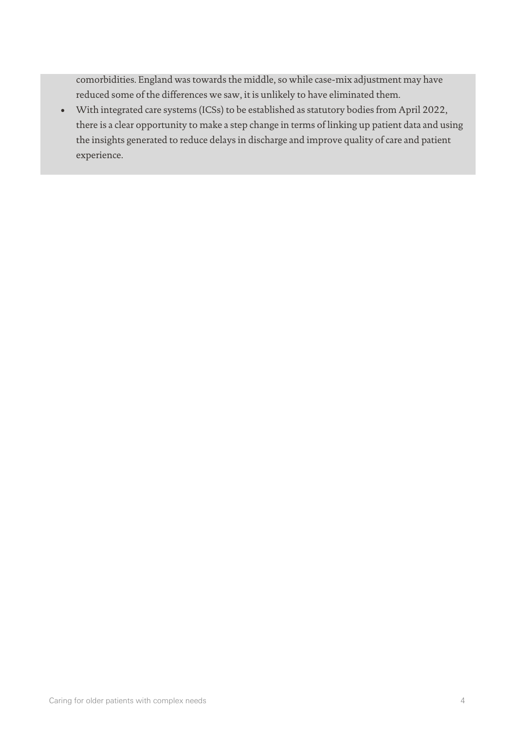comorbidities. England was towards the middle, so while case-mix adjustment may have reduced some of the differences we saw, it is unlikely to have eliminated them.

- With integrated care systems (ICSs) to be established as statutory bodies from April 2022, there is a clear opportunity to make a step change in terms of linking up patient data and using the insights generated to reduce delays in discharge and improve quality of care and patient experience.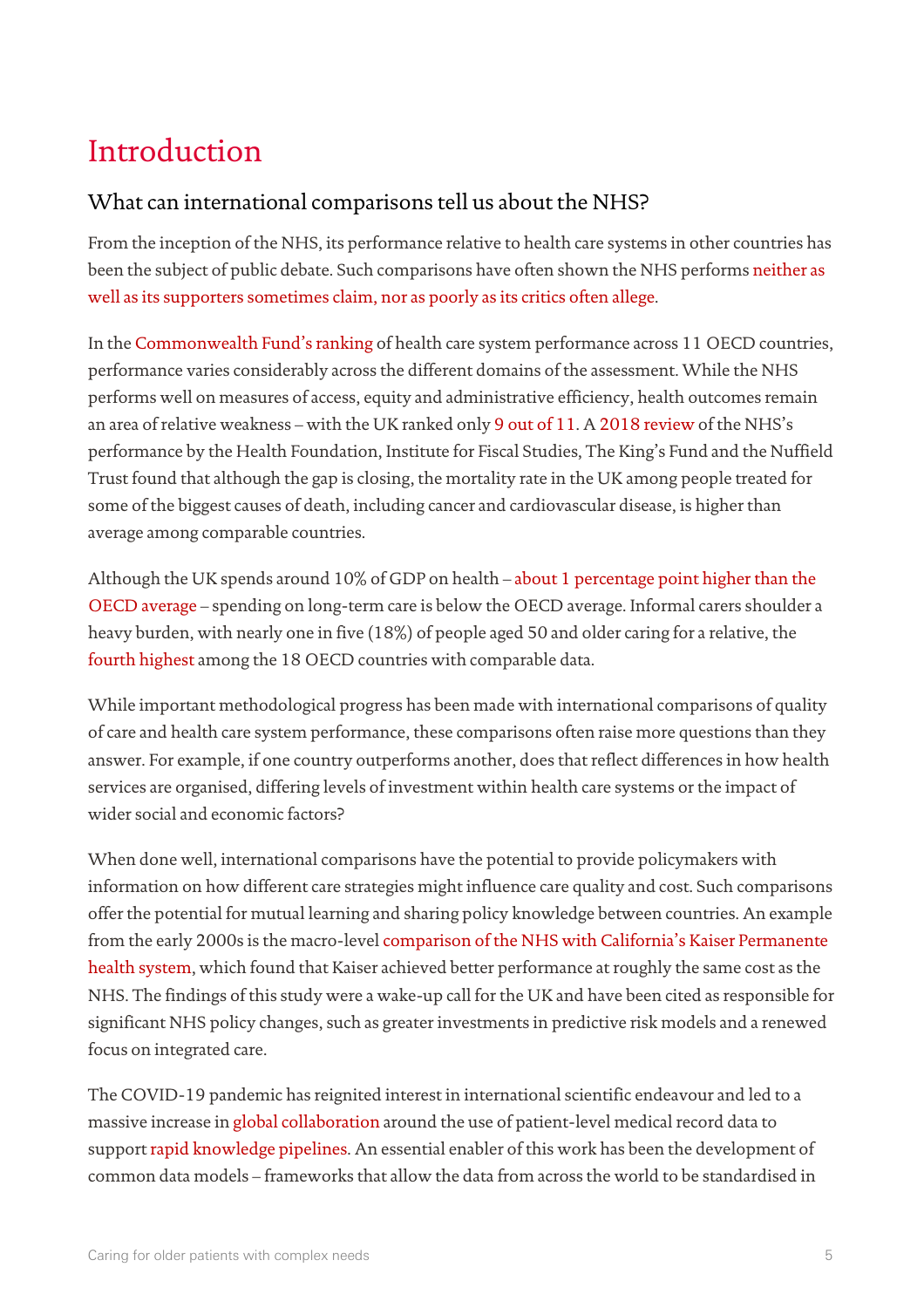# Introduction

## What can international comparisons tell us about the NHS?

From the inception of the NHS, its performance relative to health care systems in other countries has been the subject of public debate. Such comparisons have often shown the NHS performs neither as well as its supporters sometimes claim, nor as poorly as its critics often allege.

In the Commonwealth Fund's ranking of health care system performance across 11 OECD countries, performance varies considerably across the different domains of the assessment. While the NHS performs well on measures of access, equity and administrative efficiency, health outcomes remain an area of relative weakness – with the UK ranked only 9 out of 11. A 2018 review of the NHS's performance by the Health Foundation, Institute for Fiscal Studies, The King's Fund and the Nuffield Trust found that although the gap is closing, the mortality rate in the UK among people treated for some of the biggest causes of death, including cancer and cardiovascular disease, is higher than average among comparable countries.

Although the UK spends around 10% of GDP on health – about 1 percentage point higher than the OECD average – spending on long-term care is below the OECD average. Informal carers shoulder a heavy burden, with nearly one in five (18%) of people aged 50 and older caring for a relative, the fourth highest among the 18 OECD countries with comparable data.

While important methodological progress has been made with international comparisons of quality of care and health care system performance, these comparisons often raise more questions than they answer. For example, if one country outperforms another, does that reflect differences in how health services are organised, differing levels of investment within health care systems or the impact of wider social and economic factors?

When done well, international comparisons have the potential to provide policymakers with information on how different care strategies might influence care quality and cost. Such comparisons offer the potential for mutual learning and sharing policy knowledge between countries. An example from the early 2000s is the macro-level comparison of the NHS with California's Kaiser Permanente health system, which found that Kaiser achieved better performance at roughly the same cost as the NHS. The findings of this study were a wake-up call for the UK and have been cited as responsible for significant NHS policy changes, such as greater investments in predictive risk models and a renewed focus on integrated care.

The COVID-19 pandemic has reignited interest in international scientific endeavour and led to a massive increase in global collaboration around the use of patient-level medical record data to support rapid knowledge pipelines. An essential enabler of this work has been the development of common data models – frameworks that allow the data from across the world to be standardised in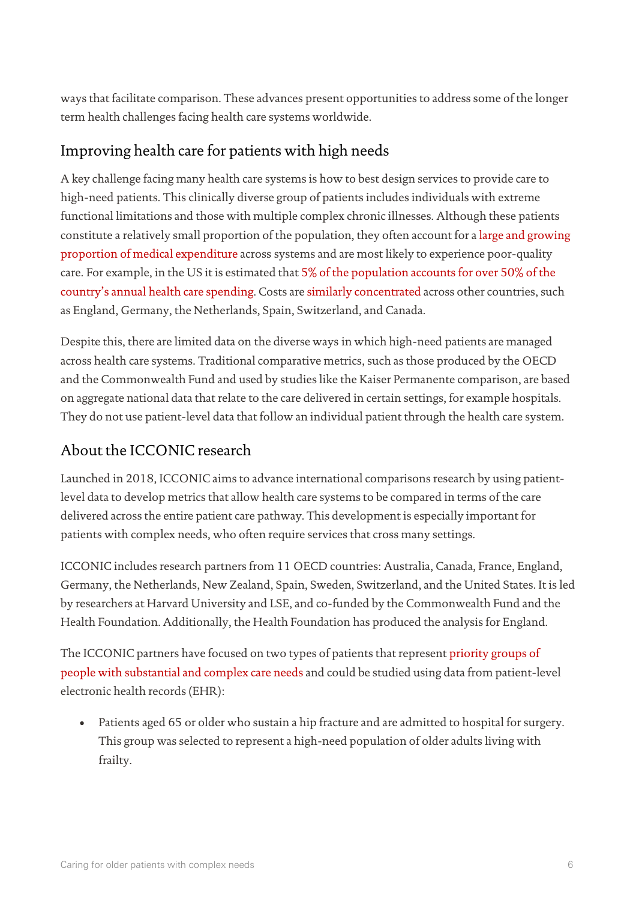ways that facilitate comparison. These advances present opportunities to address some of the longer term health challenges facing health care systems worldwide.

## Improving health care for patients with high needs

A key challenge facing many health care systems is how to best design services to provide care to high-need patients. This clinically diverse group of patients includes individuals with extreme functional limitations and those with multiple complex chronic illnesses. Although these patients constitute a relatively small proportion of the population, they often account for a large and growing proportion of medical expenditure across systems and are most likely to experience poor-quality care. For example, in the US it is estimated that 5% of the population accounts for over 50% of the country's annual health care spending. Costs are similarly concentrated across other countries, such as England, Germany, the Netherlands, Spain, Switzerland, and Canada.

Despite this, there are limited data on the diverse ways in which high-need patients are managed across health care systems. Traditional comparative metrics, such as those produced by the OECD and the Commonwealth Fund and used by studies like the Kaiser Permanente comparison, are based on aggregate national data that relate to the care delivered in certain settings, for example hospitals. They do not use patient-level data that follow an individual patient through the health care system.

## About the ICCONIC research

Launched in 2018, ICCONIC aims to advance international comparisons research by using patient-level data to develop metrics that allow health care systems to be compared in terms of the care delivered across the entire patient care pathway. This development is especially important for patients with complex needs, who often require services that cross many settings.

ICCONIC includes research partners from 11 OECD countries: Australia, Canada, France, England, Germany, the Netherlands, New Zealand, Spain, Sweden, Switzerland, and the United States. It is led by researchers at Harvard University and LSE, and co-funded by the Commonwealth Fund and the Health Foundation. Additionally, the Health Foundation has produced the analysis for England.

The ICCONIC partners have focused on two types of patients that represent priority groups of people with substantial and complex care needs and could be studied using data from patient-level electronic health records (EHR):

- Patients aged 65 or older who sustain a hip fracture and are admitted to hospital for surgery. This group was selected to represent a high-need population of older adults living with frailty.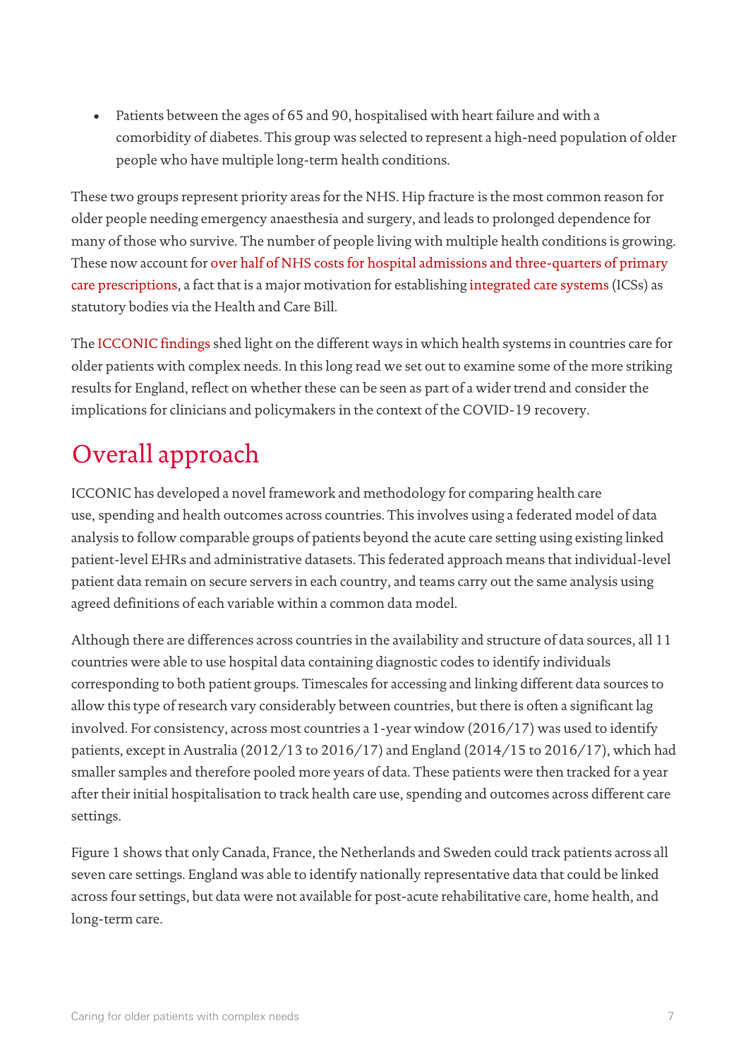- Patients between the ages of 65 and 90, hospitalised with heart failure and with a comorbidity of diabetes. This group was selected to represent a high-need population of older people who have multiple long-term health conditions.

These two groups represent priority areas for the NHS. Hip fracture is the most common reason for older people needing emergency anaesthesia and surgery, and leads to prolonged dependence for many of those who survive. The number of people living with multiple health conditions is growing. These now account for over half of NHS costs for hospital admissions and three-quarters of primary care prescriptions, a fact that is a major motivation for establishing integrated care systems (ICSs) as statutory bodies via the Health and Care Bill.

The ICCONIC findings shed light on the different ways in which health systems in countries care for older patients with complex needs. In this long read we set out to examine some of the more striking results for England, reflect on whether these can be seen as part of a wider trend and consider the implications for clinicians and policymakers in the context of the COVID-19 recovery.

## Overall approach

ICCONIC has developed a novel framework and methodology for comparing health care use, spending and health outcomes across countries. This involves using a federated model of data analysis to follow comparable groups of patients beyond the acute care setting using existing linked patient-level EHRs and administrative datasets. This federated approach means that individual-level patient data remain on secure servers in each country, and teams carry out the same analysis using agreed definitions of each variable within a common data model.

Although there are differences across countries in the availability and structure of data sources, all 11 countries were able to use hospital data containing diagnostic codes to identify individuals corresponding to both patient groups. Timescales for accessing and linking different data sources to allow this type of research vary considerably between countries, but there is often a significant lag involved. For consistency, across most countries a 1-year window (2016/17) was used to identify patients, except in Australia (2012/13 to 2016/17) and England (2014/15 to 2016/17), which had smaller samples and therefore pooled more years of data. These patients were then tracked for a year after their initial hospitalisation to track health care use, spending and outcomes across different care settings.

Figure 1 shows that only Canada, France, the Netherlands and Sweden could track patients across all seven care settings. England was able to identify nationally representative data that could be linked across four settings, but data were not available for post-acute rehabilitative care, home health, and long-term care.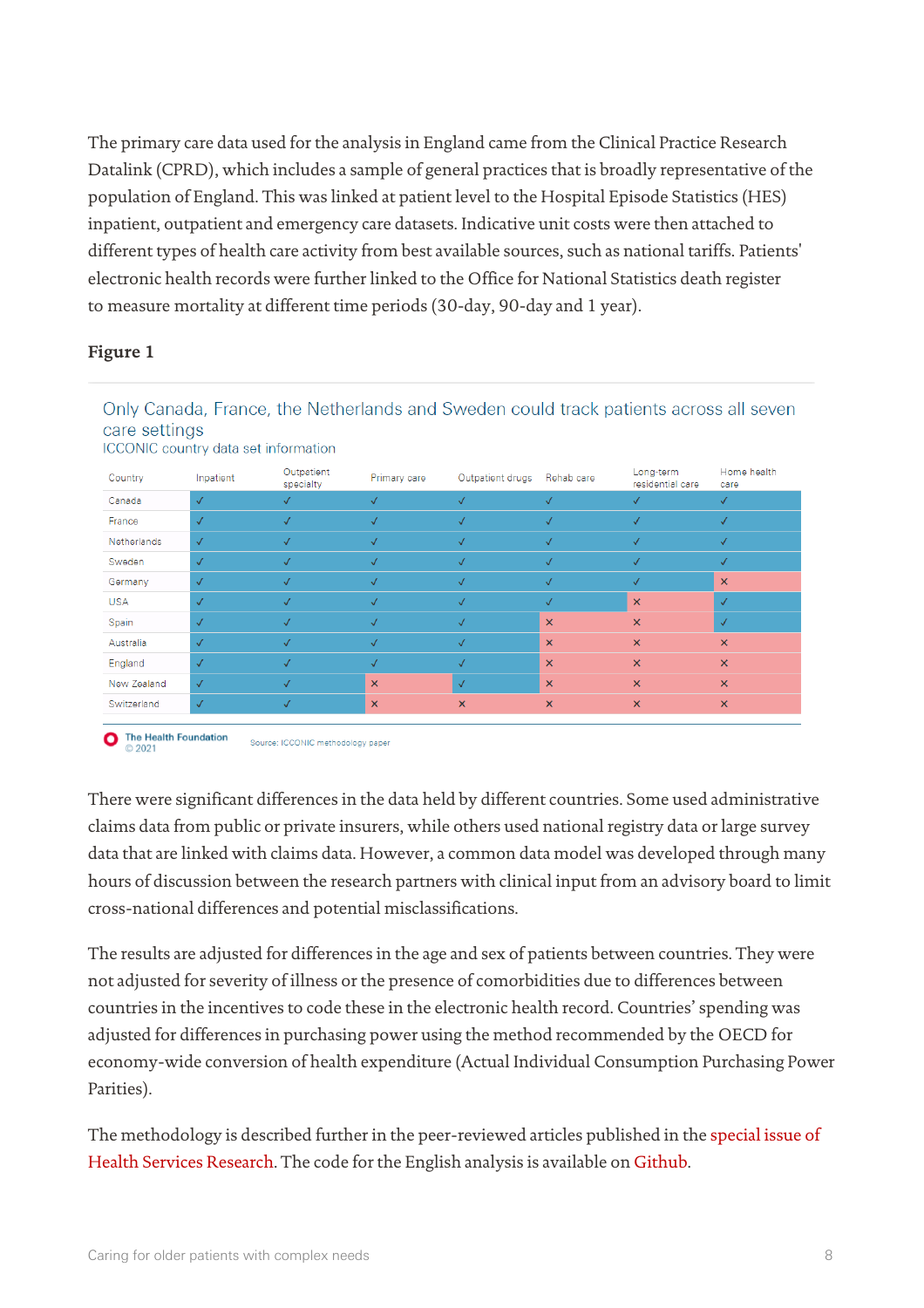The primary care data used for the analysis in England came from the Clinical Practice Research Datalink (CPRD), which includes a sample of general practices that is broadly representative of the population of England. This was linked at patient level to the Hospital Episode Statistics (HES) inpatient, outpatient and emergency care datasets. Indicative unit costs were then attached to different types of health care activity from best available sources, such as national tariffs. Patients' electronic health records were further linked to the Office for National Statistics death register to measure mortality at different time periods (30-day, 90-day and 1 year).

**Figure 1**

Only Canada, France, the Netherlands and Sweden could track patients across all seven care settings

ICCONIC country data set information

| Country | Inpatient | Outpatient specialty | Primary care | Outpatient drugs | Rehab care | Long-term residential care | Home health care |
|---|---|---|---|---|---|---|---|
| Canada | ✓ | ✓ | ✓ | ✓ | ✓ | ✓ | ✓ |
| France | ✓ | ✓ | ✓ | ✓ | ✓ | ✓ | ✓ |
| Netherlands | ✓ | ✓ | ✓ | ✓ | ✓ | ✓ | ✓ |
| Sweden | ✓ | ✓ | ✓ | ✓ | ✓ | ✓ | ✓ |
| Germany | ✓ | ✓ | ✓ | ✓ | ✓ | ✓ | × |
| USA | ✓ | ✓ | ✓ | ✓ | ✓ | × | ✓ |
| Spain | ✓ | ✓ | ✓ | ✓ | × | × | ✓ |
| Australia | ✓ | ✓ | ✓ | ✓ | × | × | × |
| England | ✓ | ✓ | ✓ | ✓ | × | × | × |
| New Zealand | ✓ | ✓ | × | ✓ | × | × | × |
| Switzerland | ✓ | ✓ | × | × | × | × | × |

The Health Foundation © 2021

Source: ICCONIC methodology paper

There were significant differences in the data held by different countries. Some used administrative claims data from public or private insurers, while others used national registry data or large survey data that are linked with claims data. However, a common data model was developed through many hours of discussion between the research partners with clinical input from an advisory board to limit cross-national differences and potential misclassifications.

The results are adjusted for differences in the age and sex of patients between countries. They were not adjusted for severity of illness or the presence of comorbidities due to differences between countries in the incentives to code these in the electronic health record. Countries' spending was adjusted for differences in purchasing power using the method recommended by the OECD for economy-wide conversion of health expenditure (Actual Individual Consumption Purchasing Power Parities).

The methodology is described further in the peer-reviewed articles published in the special issue of Health Services Research. The code for the English analysis is available on Github.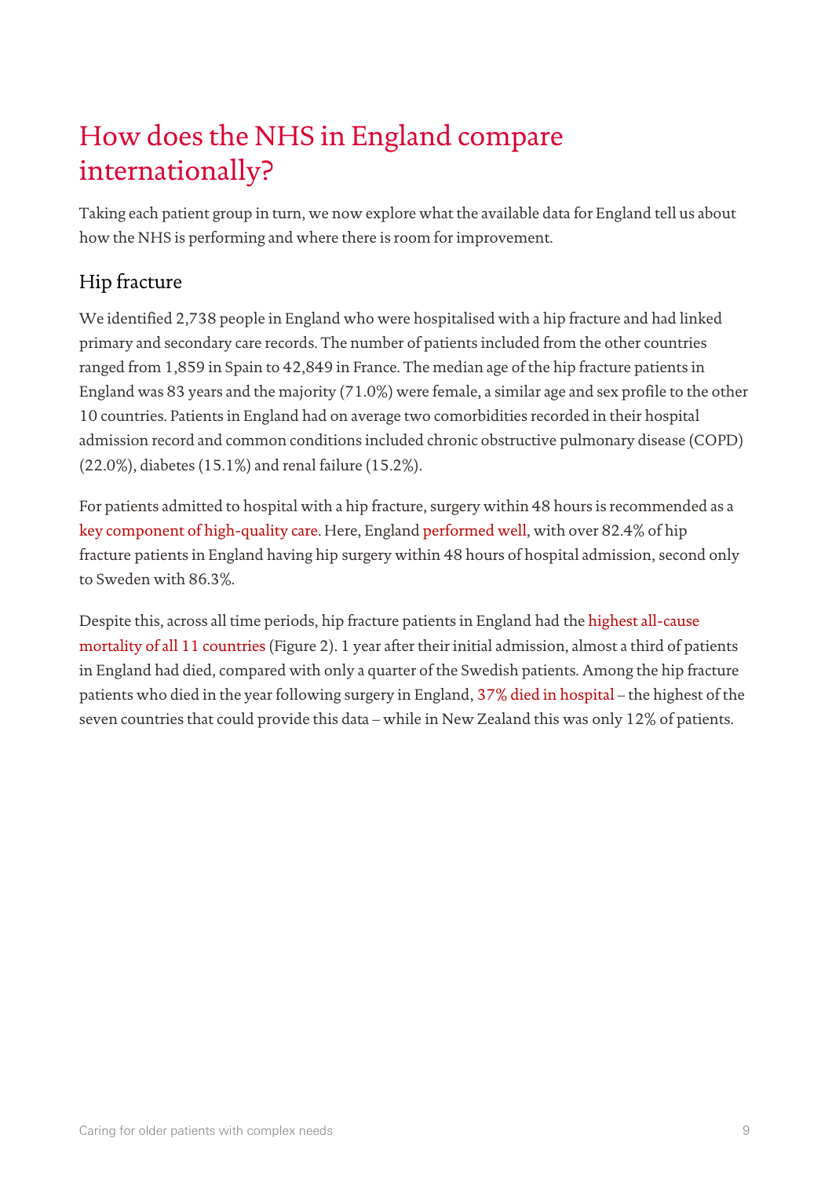# How does the NHS in England compare internationally?

Taking each patient group in turn, we now explore what the available data for England tell us about how the NHS is performing and where there is room for improvement.

## Hip fracture

We identified 2,738 people in England who were hospitalised with a hip fracture and had linked primary and secondary care records. The number of patients included from the other countries ranged from 1,859 in Spain to 42,849 in France. The median age of the hip fracture patients in England was 83 years and the majority (71.0%) were female, a similar age and sex profile to the other 10 countries. Patients in England had on average two comorbidities recorded in their hospital admission record and common conditions included chronic obstructive pulmonary disease (COPD) (22.0%), diabetes (15.1%) and renal failure (15.2%).

For patients admitted to hospital with a hip fracture, surgery within 48 hours is recommended as a key component of high-quality care. Here, England performed well, with over 82.4% of hip fracture patients in England having hip surgery within 48 hours of hospital admission, second only to Sweden with 86.3%.

Despite this, across all time periods, hip fracture patients in England had the highest all-cause mortality of all 11 countries (Figure 2). 1 year after their initial admission, almost a third of patients in England had died, compared with only a quarter of the Swedish patients. Among the hip fracture patients who died in the year following surgery in England, 37% died in hospital – the highest of the seven countries that could provide this data – while in New Zealand this was only 12% of patients.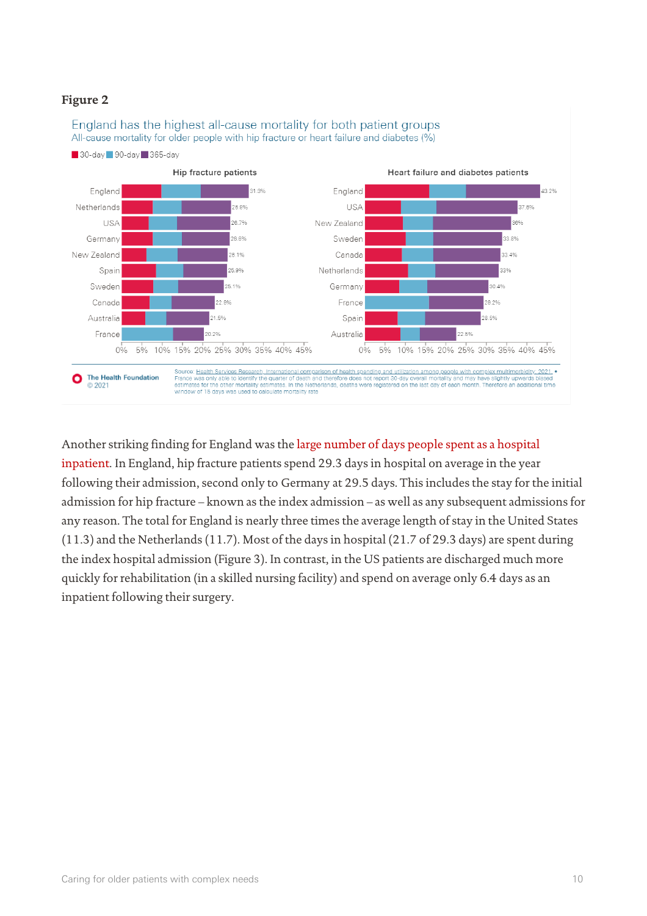**Figure 2**

England has the highest all-cause mortality for both patient groups

All-cause mortality for older people with hip fracture or heart failure and diabetes (%)

30-day | 90-day | 365-day

**Hip fracture patients**

| Country | 365-day |
|---|---|
| England | 31.3% |
| Netherlands | 26.8% |
| USA | 26.7% |
| Germany | 26.6% |
| New Zealand | 26.1% |
| Spain | 25.9% |
| Sweden | 25.1% |
| Canada | 22.8% |
| Australia | 21.5% |
| France | 20.2% |

**Heart failure and diabetes patients**

| Country | 365-day |
|---|---|
| England | 43.2% |
| USA | 37.6% |
| New Zealand | 36% |
| Sweden | 33.8% |
| Canada | 33.4% |
| Netherlands | 33% |
| Germany | 30.4% |
| France | 28.2% |
| Spain | 28.5% |
| Australia | 22.5% |

Source: Health Services Research, International comparison of health spending and utilization among people with complex multimorbidity, 2021. • France was only able to identify the quarter of death and therefore does not report 30-day overall mortality and may have slightly upwards biased estimates for the other mortality estimates. In the Netherlands, deaths were registered on the last day of each month. Therefore an additional time window of 15 days was used to calculate mortality rate

The Health Foundation © 2021

Another striking finding for England was the large number of days people spent as a hospital inpatient. In England, hip fracture patients spend 29.3 days in hospital on average in the year following their admission, second only to Germany at 29.5 days. This includes the stay for the initial admission for hip fracture – known as the index admission – as well as any subsequent admissions for any reason. The total for England is nearly three times the average length of stay in the United States (11.3) and the Netherlands (11.7). Most of the days in hospital (21.7 of 29.3 days) are spent during the index hospital admission (Figure 3). In contrast, in the US patients are discharged much more quickly for rehabilitation (in a skilled nursing facility) and spend on average only 6.4 days as an inpatient following their surgery.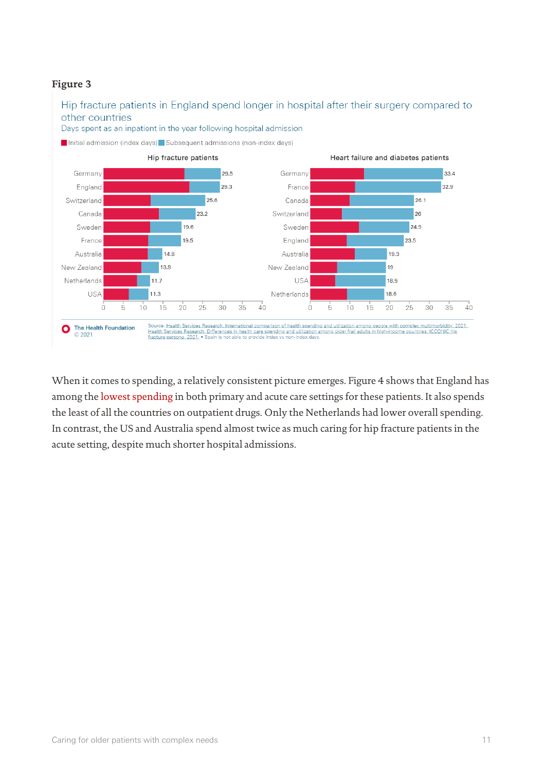**Figure 3**

Hip fracture patients in England spend longer in hospital after their surgery compared to other countries

Days spent as an inpatient in the year following hospital admission

Initial admission (index days) | Subsequent admissions (non-index days)

**Hip fracture patients**

| Country | Total days |
|---|---|
| Germany | 29.5 |
| England | 29.3 |
| Switzerland | 25.6 |
| Canada | 23.2 |
| Sweden | 19.6 |
| France | 19.5 |
| Australia | 14.8 |
| New Zealand | 13.9 |
| Netherlands | 11.7 |
| USA | 11.3 |

**Heart failure and diabetes patients**

| Country | Total days |
|---|---|
| Germany | 33.4 |
| France | 32.9 |
| Canada | 26.1 |
| Switzerland | 26 |
| Sweden | 24.9 |
| England | 23.5 |
| Australia | 19.3 |
| New Zealand | 19 |
| USA | 18.9 |
| Netherlands | 18.6 |

The Health Foundation © 2021

Source: Health Services Research. International comparison of health spending and utilization among people with complex multimorbidity; 2021., Health Services Research. Differences in health care spending and utilization among older frail adults in high-income countries: ICCONIC hip fracture persona; 2021. • Spain is not able to provide index vs non-index days.

When it comes to spending, a relatively consistent picture emerges. Figure 4 shows that England has among the lowest spending in both primary and acute care settings for these patients. It also spends the least of all the countries on outpatient drugs. Only the Netherlands had lower overall spending. In contrast, the US and Australia spend almost twice as much caring for hip fracture patients in the acute setting, despite much shorter hospital admissions.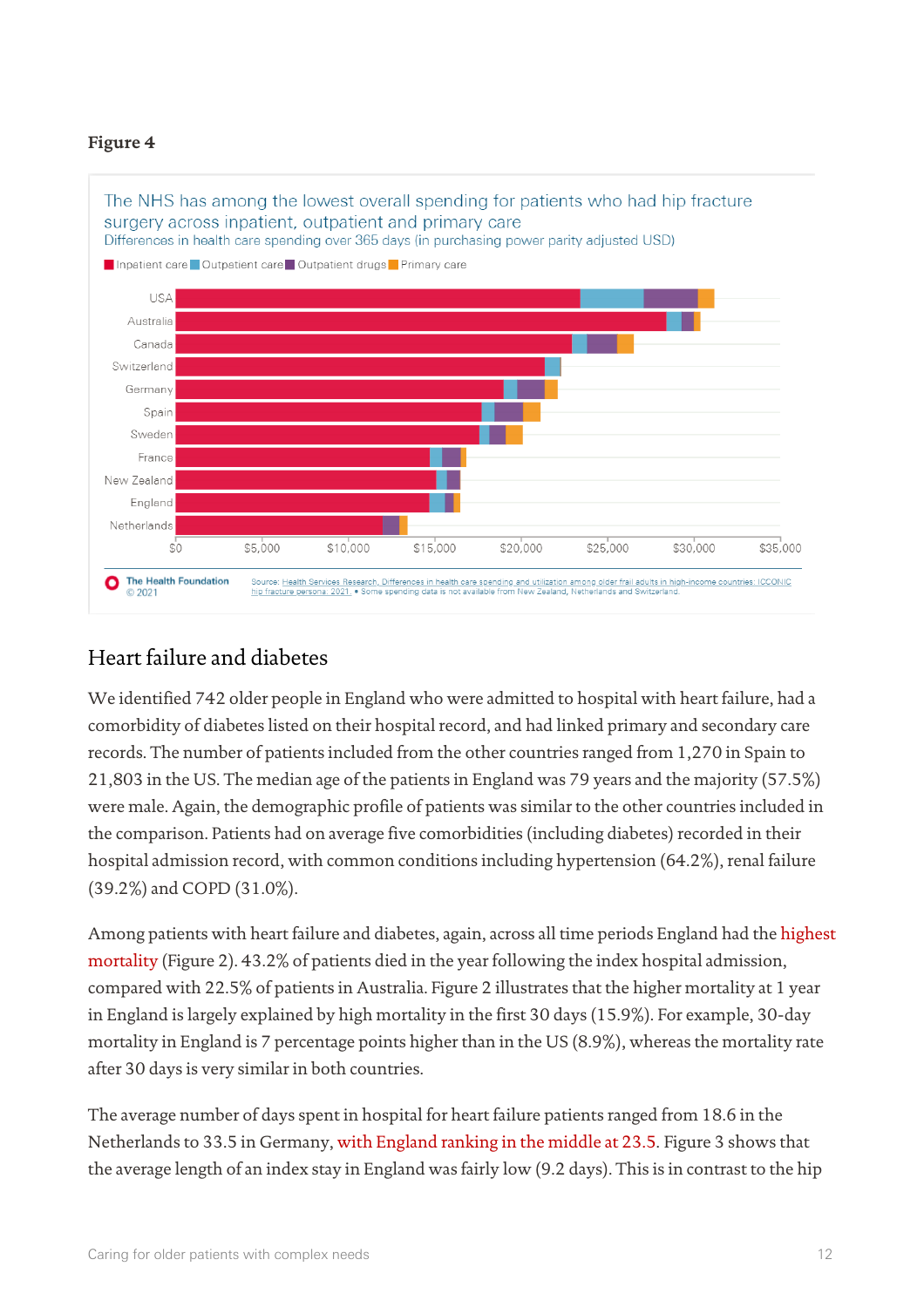**Figure 4**

The NHS has among the lowest overall spending for patients who had hip fracture surgery across inpatient, outpatient and primary care

Differences in health care spending over 365 days (in purchasing power parity adjusted USD)

Inpatient care | Outpatient care | Outpatient drugs | Primary care

USA, Australia, Canada, Switzerland, Germany, Spain, Sweden, France, New Zealand, England, Netherlands

$0 $5,000 $10,000 $15,000 $20,000 $25,000 $30,000 $35,000

The Health Foundation © 2021

Source: Health Services Research, Differences in health care spending and utilization among older frail adults in high-income countries: ICCONIC hip fracture persona; 2021. • Some spending data is not available from New Zealand, Netherlands and Switzerland.

## Heart failure and diabetes

We identified 742 older people in England who were admitted to hospital with heart failure, had a comorbidity of diabetes listed on their hospital record, and had linked primary and secondary care records. The number of patients included from the other countries ranged from 1,270 in Spain to 21,803 in the US. The median age of the patients in England was 79 years and the majority (57.5%) were male. Again, the demographic profile of patients was similar to the other countries included in the comparison. Patients had on average five comorbidities (including diabetes) recorded in their hospital admission record, with common conditions including hypertension (64.2%), renal failure (39.2%) and COPD (31.0%).

Among patients with heart failure and diabetes, again, across all time periods England had the highest mortality (Figure 2). 43.2% of patients died in the year following the index hospital admission, compared with 22.5% of patients in Australia. Figure 2 illustrates that the higher mortality at 1 year in England is largely explained by high mortality in the first 30 days (15.9%). For example, 30-day mortality in England is 7 percentage points higher than in the US (8.9%), whereas the mortality rate after 30 days is very similar in both countries.

The average number of days spent in hospital for heart failure patients ranged from 18.6 in the Netherlands to 33.5 in Germany, with England ranking in the middle at 23.5. Figure 3 shows that the average length of an index stay in England was fairly low (9.2 days). This is in contrast to the hip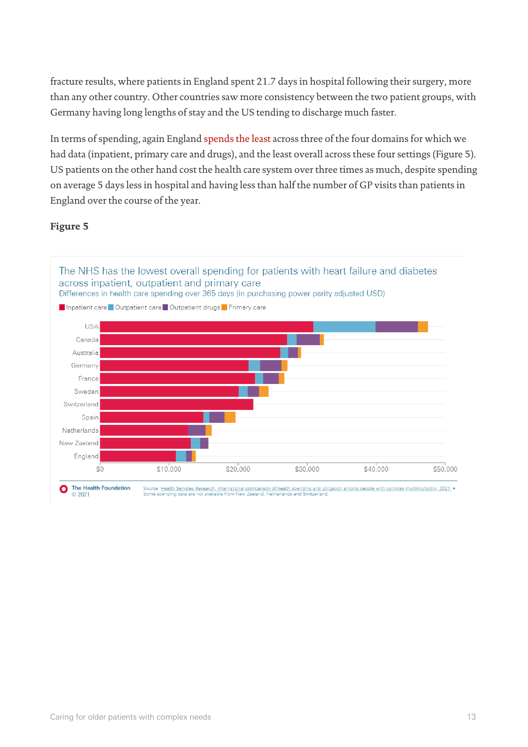fracture results, where patients in England spent 21.7 days in hospital following their surgery, more than any other country. Other countries saw more consistency between the two patient groups, with Germany having long lengths of stay and the US tending to discharge much faster.

In terms of spending, again England spends the least across three of the four domains for which we had data (inpatient, primary care and drugs), and the least overall across these four settings (Figure 5). US patients on the other hand cost the health care system over three times as much, despite spending on average 5 days less in hospital and having less than half the number of GP visits than patients in England over the course of the year.

**Figure 5**

The NHS has the lowest overall spending for patients with heart failure and diabetes across inpatient, outpatient and primary care

Differences in health care spending over 365 days (in purchasing power parity adjusted USD)

Inpatient care | Outpatient care | Outpatient drugs | Primary care

USA, Canada, Australia, Germany, France, Sweden, Switzerland, Spain, Netherlands, New Zealand, England

$0 | $10,000 | $20,000 | $30,000 | $40,000 | $50,000

The Health Foundation © 2021

Source: Health Services Research, International comparison of health spending and utilization among people with complex multimorbidity, 2021. • Some spending data are not available from New Zealand, Netherlands and Switzerland.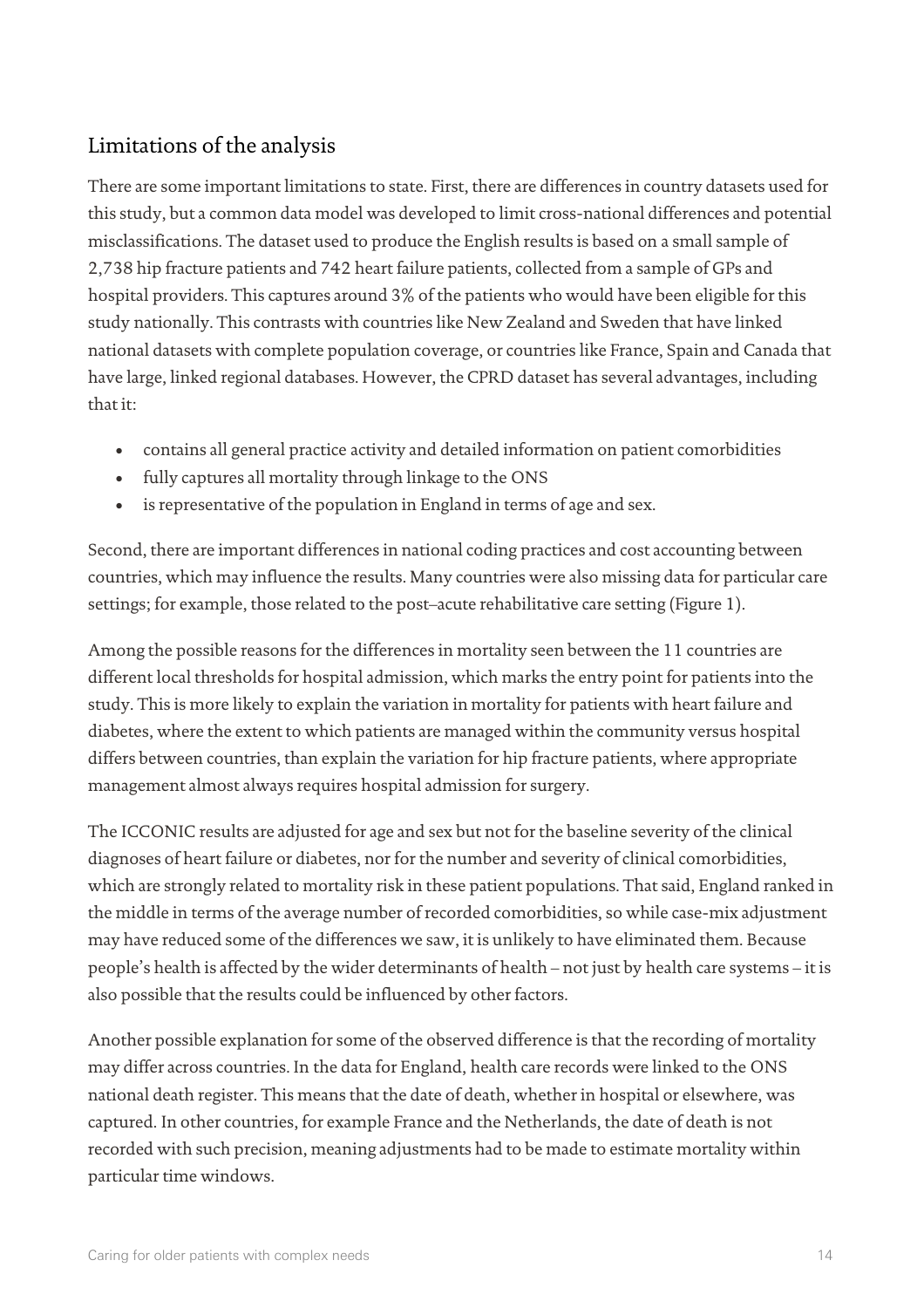## Limitations of the analysis

There are some important limitations to state. First, there are differences in country datasets used for this study, but a common data model was developed to limit cross-national differences and potential misclassifications. The dataset used to produce the English results is based on a small sample of 2,738 hip fracture patients and 742 heart failure patients, collected from a sample of GPs and hospital providers. This captures around 3% of the patients who would have been eligible for this study nationally. This contrasts with countries like New Zealand and Sweden that have linked national datasets with complete population coverage, or countries like France, Spain and Canada that have large, linked regional databases. However, the CPRD dataset has several advantages, including that it:

- contains all general practice activity and detailed information on patient comorbidities
- fully captures all mortality through linkage to the ONS
- is representative of the population in England in terms of age and sex.

Second, there are important differences in national coding practices and cost accounting between countries, which may influence the results. Many countries were also missing data for particular care settings; for example, those related to the post–acute rehabilitative care setting (Figure 1).

Among the possible reasons for the differences in mortality seen between the 11 countries are different local thresholds for hospital admission, which marks the entry point for patients into the study. This is more likely to explain the variation in mortality for patients with heart failure and diabetes, where the extent to which patients are managed within the community versus hospital differs between countries, than explain the variation for hip fracture patients, where appropriate management almost always requires hospital admission for surgery.

The ICCONIC results are adjusted for age and sex but not for the baseline severity of the clinical diagnoses of heart failure or diabetes, nor for the number and severity of clinical comorbidities, which are strongly related to mortality risk in these patient populations. That said, England ranked in the middle in terms of the average number of recorded comorbidities, so while case-mix adjustment may have reduced some of the differences we saw, it is unlikely to have eliminated them. Because people's health is affected by the wider determinants of health – not just by health care systems – it is also possible that the results could be influenced by other factors.

Another possible explanation for some of the observed difference is that the recording of mortality may differ across countries. In the data for England, health care records were linked to the ONS national death register. This means that the date of death, whether in hospital or elsewhere, was captured. In other countries, for example France and the Netherlands, the date of death is not recorded with such precision, meaning adjustments had to be made to estimate mortality within particular time windows.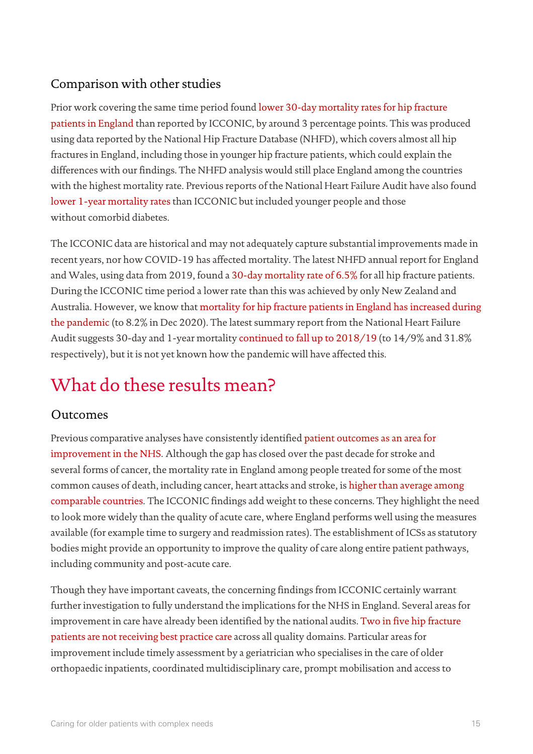## Comparison with other studies

Prior work covering the same time period found lower 30-day mortality rates for hip fracture patients in England than reported by ICCONIC, by around 3 percentage points. This was produced using data reported by the National Hip Fracture Database (NHFD), which covers almost all hip fractures in England, including those in younger hip fracture patients, which could explain the differences with our findings. The NHFD analysis would still place England among the countries with the highest mortality rate. Previous reports of the National Heart Failure Audit have also found lower 1-year mortality rates than ICCONIC but included younger people and those without comorbid diabetes.

The ICCONIC data are historical and may not adequately capture substantial improvements made in recent years, nor how COVID-19 has affected mortality. The latest NHFD annual report for England and Wales, using data from 2019, found a 30-day mortality rate of 6.5% for all hip fracture patients. During the ICCONIC time period a lower rate than this was achieved by only New Zealand and Australia. However, we know that mortality for hip fracture patients in England has increased during the pandemic (to 8.2% in Dec 2020). The latest summary report from the National Heart Failure Audit suggests 30-day and 1-year mortality continued to fall up to 2018/19 (to 14/9% and 31.8% respectively), but it is not yet known how the pandemic will have affected this.

# What do these results mean?

## Outcomes

Previous comparative analyses have consistently identified patient outcomes as an area for improvement in the NHS. Although the gap has closed over the past decade for stroke and several forms of cancer, the mortality rate in England among people treated for some of the most common causes of death, including cancer, heart attacks and stroke, is higher than average among comparable countries. The ICCONIC findings add weight to these concerns. They highlight the need to look more widely than the quality of acute care, where England performs well using the measures available (for example time to surgery and readmission rates). The establishment of ICSs as statutory bodies might provide an opportunity to improve the quality of care along entire patient pathways, including community and post-acute care.

Though they have important caveats, the concerning findings from ICCONIC certainly warrant further investigation to fully understand the implications for the NHS in England. Several areas for improvement in care have already been identified by the national audits. Two in five hip fracture patients are not receiving best practice care across all quality domains. Particular areas for improvement include timely assessment by a geriatrician who specialises in the care of older orthopaedic inpatients, coordinated multidisciplinary care, prompt mobilisation and access to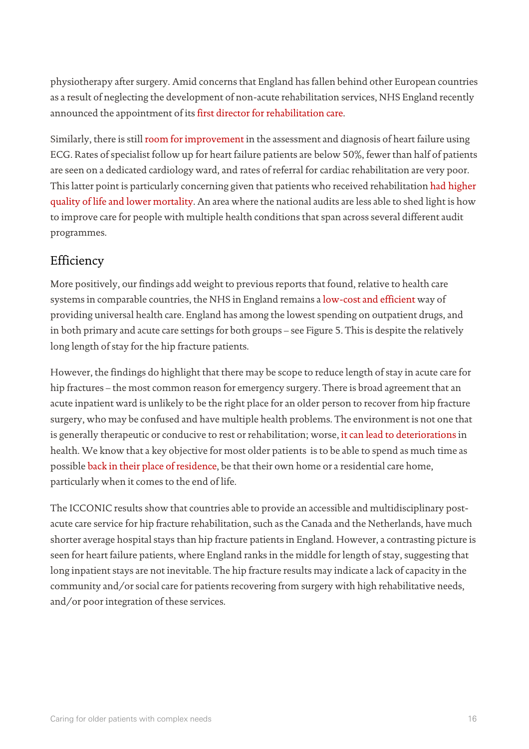physiotherapy after surgery. Amid concerns that England has fallen behind other European countries as a result of neglecting the development of non-acute rehabilitation services, NHS England recently announced the appointment of its first director for rehabilitation care.

Similarly, there is still room for improvement in the assessment and diagnosis of heart failure using ECG. Rates of specialist follow up for heart failure patients are below 50%, fewer than half of patients are seen on a dedicated cardiology ward, and rates of referral for cardiac rehabilitation are very poor. This latter point is particularly concerning given that patients who received rehabilitation had higher quality of life and lower mortality. An area where the national audits are less able to shed light is how to improve care for people with multiple health conditions that span across several different audit programmes.

## Efficiency

More positively, our findings add weight to previous reports that found, relative to health care systems in comparable countries, the NHS in England remains a low-cost and efficient way of providing universal health care. England has among the lowest spending on outpatient drugs, and in both primary and acute care settings for both groups – see Figure 5. This is despite the relatively long length of stay for the hip fracture patients.

However, the findings do highlight that there may be scope to reduce length of stay in acute care for hip fractures – the most common reason for emergency surgery. There is broad agreement that an acute inpatient ward is unlikely to be the right place for an older person to recover from hip fracture surgery, who may be confused and have multiple health problems. The environment is not one that is generally therapeutic or conducive to rest or rehabilitation; worse, it can lead to deteriorations in health. We know that a key objective for most older patients is to be able to spend as much time as possible back in their place of residence, be that their own home or a residential care home, particularly when it comes to the end of life.

The ICCONIC results show that countries able to provide an accessible and multidisciplinary post-acute care service for hip fracture rehabilitation, such as the Canada and the Netherlands, have much shorter average hospital stays than hip fracture patients in England. However, a contrasting picture is seen for heart failure patients, where England ranks in the middle for length of stay, suggesting that long inpatient stays are not inevitable. The hip fracture results may indicate a lack of capacity in the community and/or social care for patients recovering from surgery with high rehabilitative needs, and/or poor integration of these services.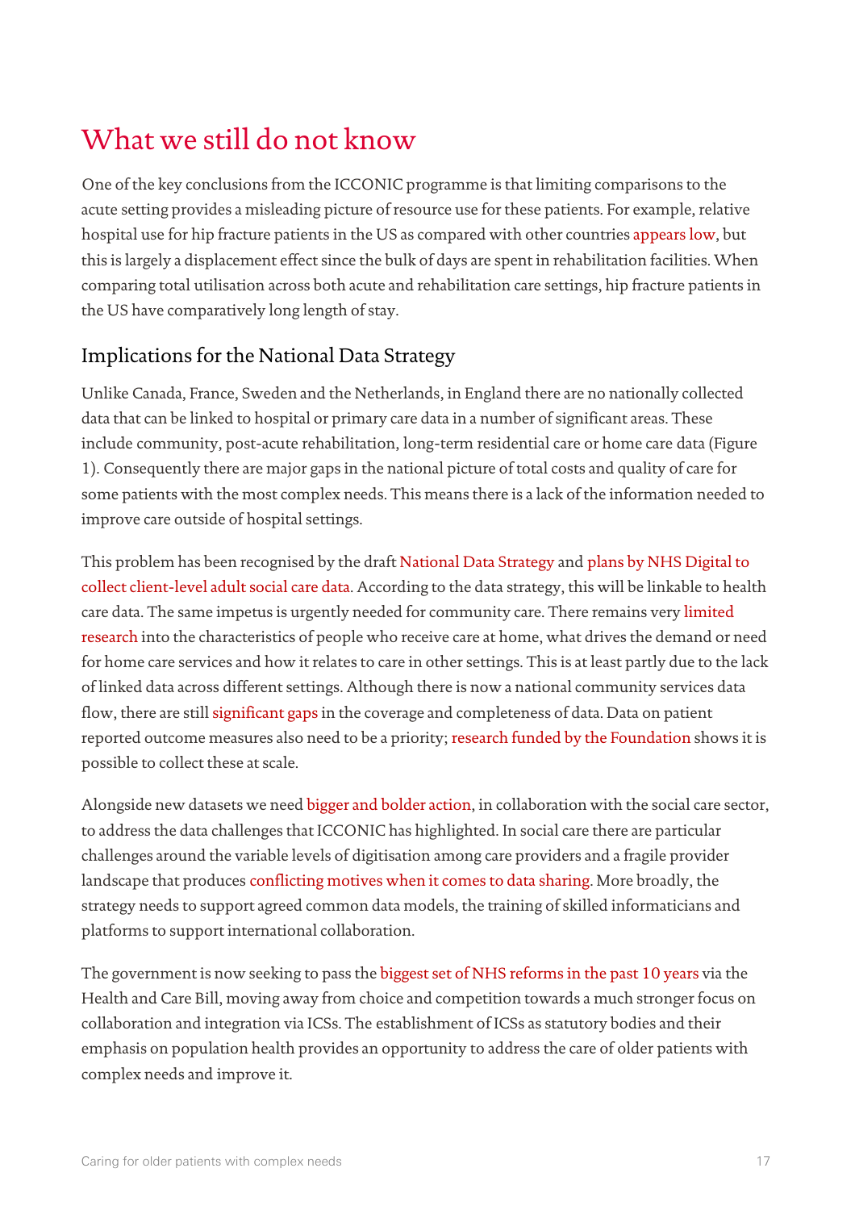# What we still do not know

One of the key conclusions from the ICCONIC programme is that limiting comparisons to the acute setting provides a misleading picture of resource use for these patients. For example, relative hospital use for hip fracture patients in the US as compared with other countries appears low, but this is largely a displacement effect since the bulk of days are spent in rehabilitation facilities. When comparing total utilisation across both acute and rehabilitation care settings, hip fracture patients in the US have comparatively long length of stay.

## Implications for the National Data Strategy

Unlike Canada, France, Sweden and the Netherlands, in England there are no nationally collected data that can be linked to hospital or primary care data in a number of significant areas. These include community, post-acute rehabilitation, long-term residential care or home care data (Figure 1). Consequently there are major gaps in the national picture of total costs and quality of care for some patients with the most complex needs. This means there is a lack of the information needed to improve care outside of hospital settings.

This problem has been recognised by the draft National Data Strategy and plans by NHS Digital to collect client-level adult social care data. According to the data strategy, this will be linkable to health care data. The same impetus is urgently needed for community care. There remains very limited research into the characteristics of people who receive care at home, what drives the demand or need for home care services and how it relates to care in other settings. This is at least partly due to the lack of linked data across different settings. Although there is now a national community services data flow, there are still significant gaps in the coverage and completeness of data. Data on patient reported outcome measures also need to be a priority; research funded by the Foundation shows it is possible to collect these at scale.

Alongside new datasets we need bigger and bolder action, in collaboration with the social care sector, to address the data challenges that ICCONIC has highlighted. In social care there are particular challenges around the variable levels of digitisation among care providers and a fragile provider landscape that produces conflicting motives when it comes to data sharing. More broadly, the strategy needs to support agreed common data models, the training of skilled informaticians and platforms to support international collaboration.

The government is now seeking to pass the biggest set of NHS reforms in the past 10 years via the Health and Care Bill, moving away from choice and competition towards a much stronger focus on collaboration and integration via ICSs. The establishment of ICSs as statutory bodies and their emphasis on population health provides an opportunity to address the care of older patients with complex needs and improve it.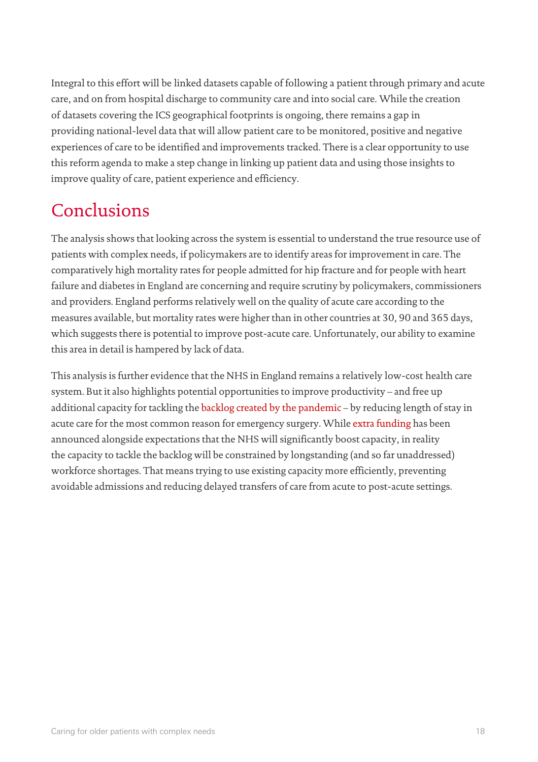Integral to this effort will be linked datasets capable of following a patient through primary and acute care, and on from hospital discharge to community care and into social care. While the creation of datasets covering the ICS geographical footprints is ongoing, there remains a gap in providing national-level data that will allow patient care to be monitored, positive and negative experiences of care to be identified and improvements tracked. There is a clear opportunity to use this reform agenda to make a step change in linking up patient data and using those insights to improve quality of care, patient experience and efficiency.

## Conclusions

The analysis shows that looking across the system is essential to understand the true resource use of patients with complex needs, if policymakers are to identify areas for improvement in care. The comparatively high mortality rates for people admitted for hip fracture and for people with heart failure and diabetes in England are concerning and require scrutiny by policymakers, commissioners and providers. England performs relatively well on the quality of acute care according to the measures available, but mortality rates were higher than in other countries at 30, 90 and 365 days, which suggests there is potential to improve post-acute care. Unfortunately, our ability to examine this area in detail is hampered by lack of data.

This analysis is further evidence that the NHS in England remains a relatively low-cost health care system. But it also highlights potential opportunities to improve productivity – and free up additional capacity for tackling the backlog created by the pandemic – by reducing length of stay in acute care for the most common reason for emergency surgery. While extra funding has been announced alongside expectations that the NHS will significantly boost capacity, in reality the capacity to tackle the backlog will be constrained by longstanding (and so far unaddressed) workforce shortages. That means trying to use existing capacity more efficiently, preventing avoidable admissions and reducing delayed transfers of care from acute to post-acute settings.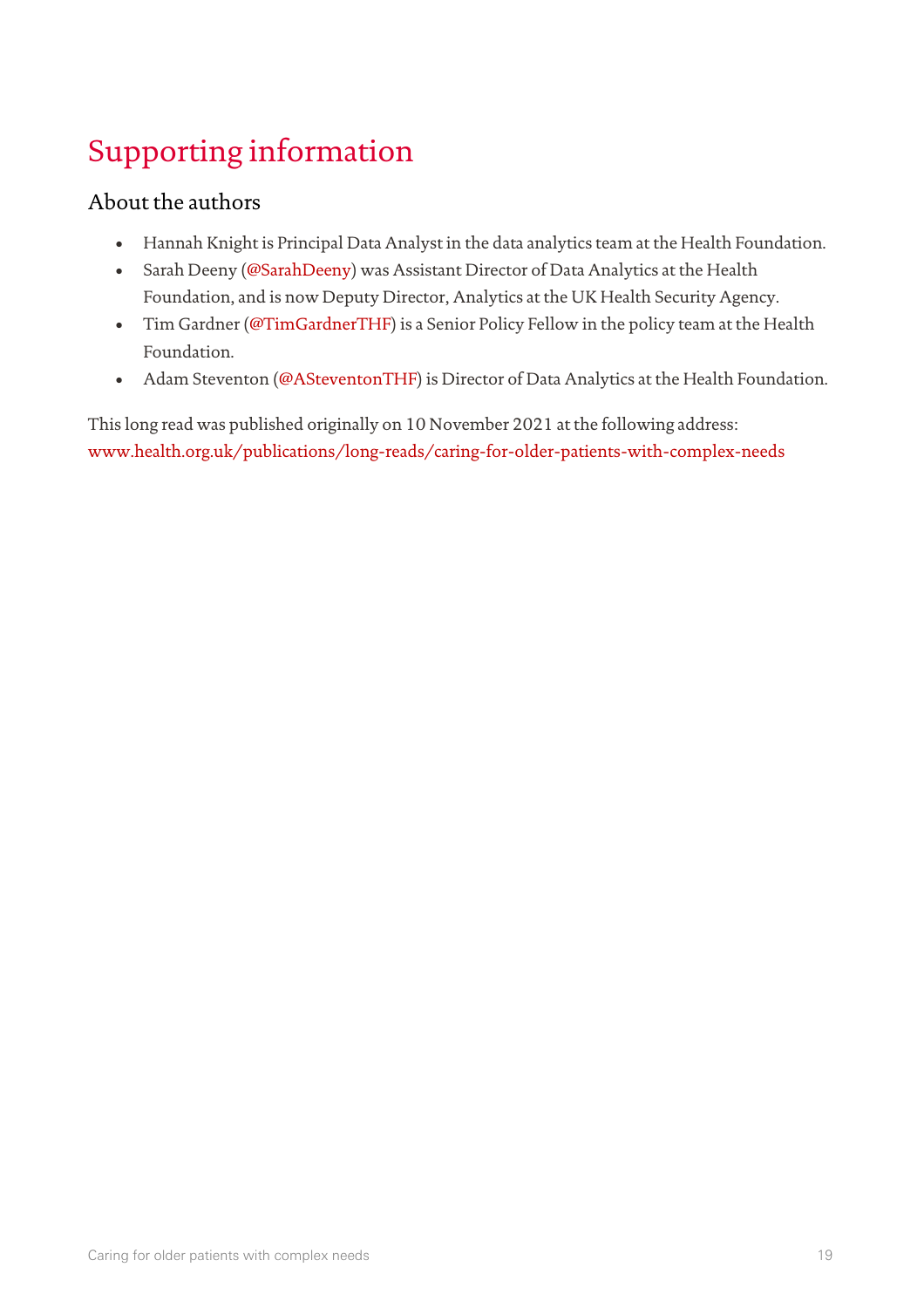# Supporting information

## About the authors

- Hannah Knight is Principal Data Analyst in the data analytics team at the Health Foundation.
- Sarah Deeny (@SarahDeeny) was Assistant Director of Data Analytics at the Health Foundation, and is now Deputy Director, Analytics at the UK Health Security Agency.
- Tim Gardner (@TimGardnerTHF) is a Senior Policy Fellow in the policy team at the Health Foundation.
- Adam Steventon (@ASteventonTHF) is Director of Data Analytics at the Health Foundation.

This long read was published originally on 10 November 2021 at the following address: www.health.org.uk/publications/long-reads/caring-for-older-patients-with-complex-needs